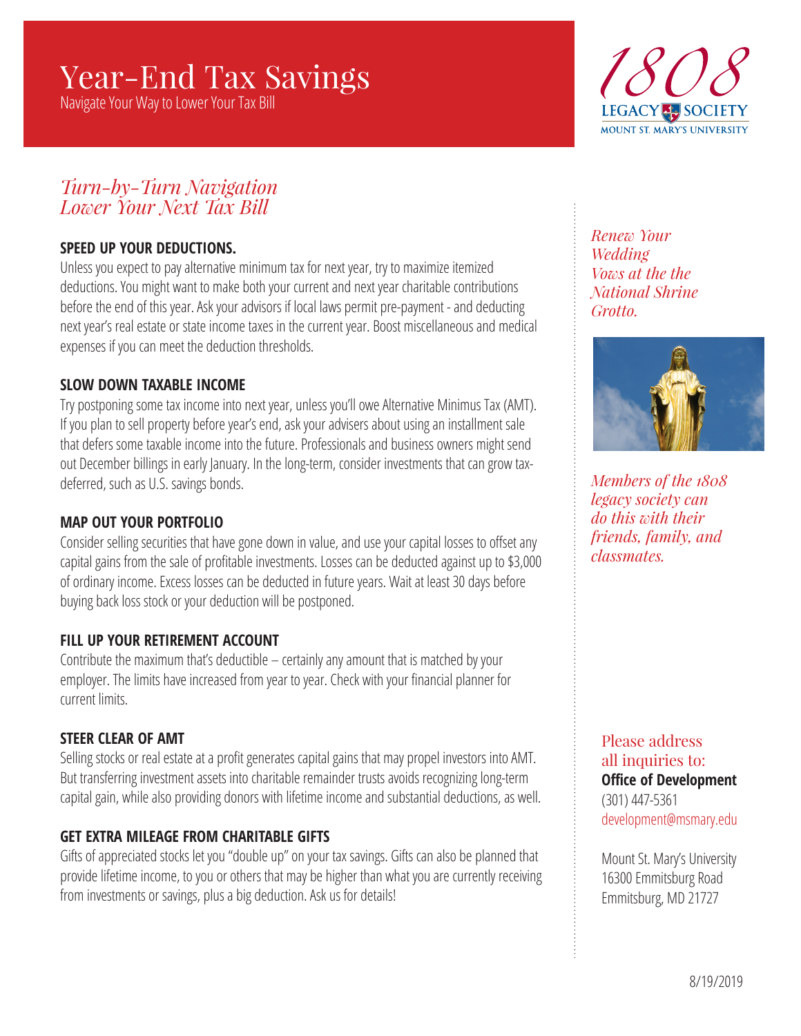# Year-End Tax Savings

Navigate Your Way to Lower Your Tax Bill

1808 LEGACY SOCIETY
MOUNT ST. MARY'S UNIVERSITY

## *Turn-by-Turn Navigation Lower Your Next Tax Bill*

### SPEED UP YOUR DEDUCTIONS.

Unless you expect to pay alternative minimum tax for next year, try to maximize itemized deductions. You might want to make both your current and next year charitable contributions before the end of this year. Ask your advisors if local laws permit pre-payment - and deducting next year's real estate or state income taxes in the current year. Boost miscellaneous and medical expenses if you can meet the deduction thresholds.

### SLOW DOWN TAXABLE INCOME

Try postponing some tax income into next year, unless you'll owe Alternative Minimus Tax (AMT). If you plan to sell property before year's end, ask your advisers about using an installment sale that defers some taxable income into the future. Professionals and business owners might send out December billings in early January. In the long-term, consider investments that can grow tax-deferred, such as U.S. savings bonds.

### MAP OUT YOUR PORTFOLIO

Consider selling securities that have gone down in value, and use your capital losses to offset any capital gains from the sale of profitable investments. Losses can be deducted against up to $3,000 of ordinary income. Excess losses can be deducted in future years. Wait at least 30 days before buying back loss stock or your deduction will be postponed.

### FILL UP YOUR RETIREMENT ACCOUNT

Contribute the maximum that's deductible – certainly any amount that is matched by your employer. The limits have increased from year to year. Check with your financial planner for current limits.

### STEER CLEAR OF AMT

Selling stocks or real estate at a profit generates capital gains that may propel investors into AMT. But transferring investment assets into charitable remainder trusts avoids recognizing long-term capital gain, while also providing donors with lifetime income and substantial deductions, as well.

### GET EXTRA MILEAGE FROM CHARITABLE GIFTS

Gifts of appreciated stocks let you "double up" on your tax savings. Gifts can also be planned that provide lifetime income, to you or others that may be higher than what you are currently receiving from investments or savings, plus a big deduction. Ask us for details!

*Renew Your Wedding Vows at the the National Shrine Grotto.*

*Members of the 1808 legacy society can do this with their friends, family, and classmates.*

Please address all inquiries to:
**Office of Development**
(301) 447-5361
development@msmary.edu

Mount St. Mary's University
16300 Emmitsburg Road
Emmitsburg, MD 21727

8/19/2019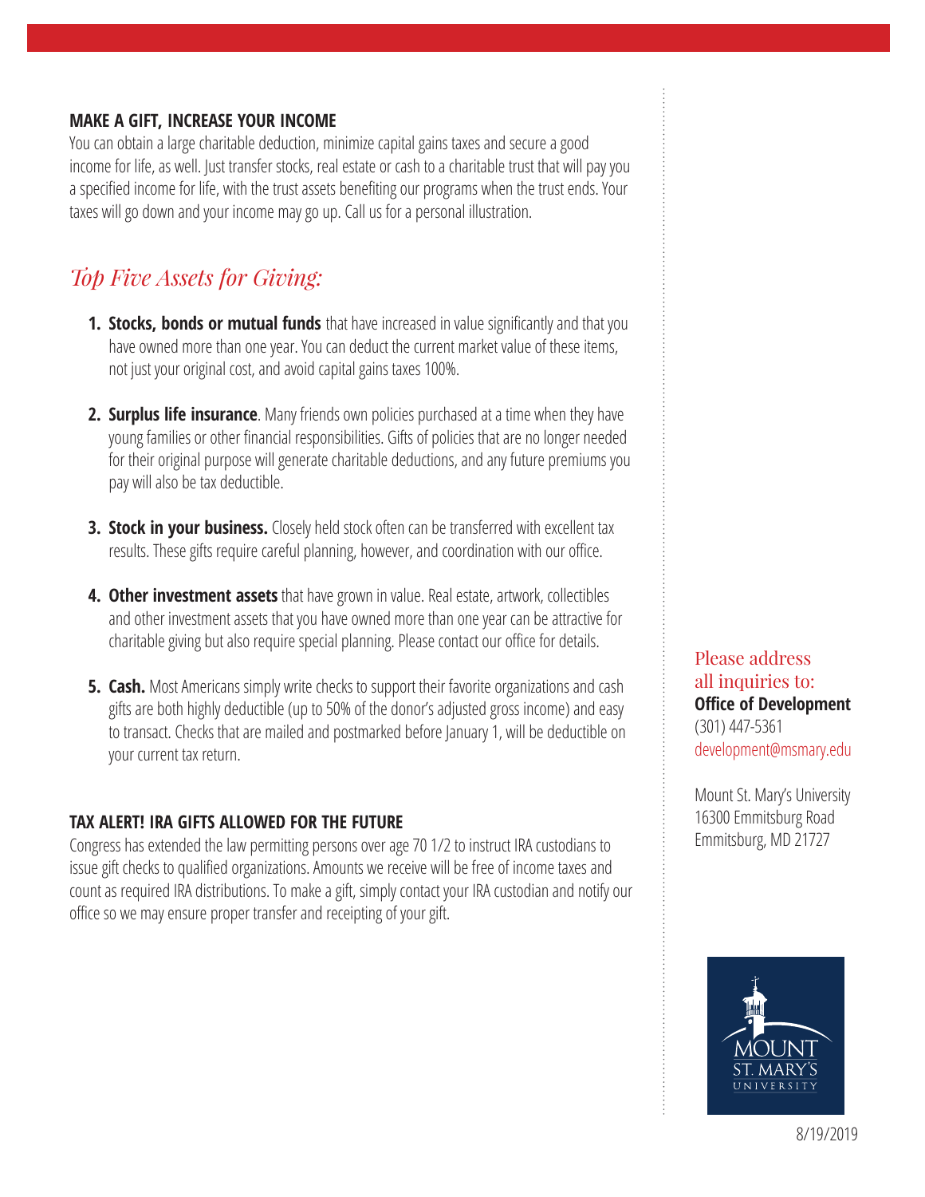## MAKE A GIFT, INCREASE YOUR INCOME

You can obtain a large charitable deduction, minimize capital gains taxes and secure a good income for life, as well. Just transfer stocks, real estate or cash to a charitable trust that will pay you a specified income for life, with the trust assets benefiting our programs when the trust ends. Your taxes will go down and your income may go up. Call us for a personal illustration.

## *Top Five Assets for Giving:*

1. **Stocks, bonds or mutual funds** that have increased in value significantly and that you have owned more than one year. You can deduct the current market value of these items, not just your original cost, and avoid capital gains taxes 100%.

2. **Surplus life insurance**. Many friends own policies purchased at a time when they have young families or other financial responsibilities. Gifts of policies that are no longer needed for their original purpose will generate charitable deductions, and any future premiums you pay will also be tax deductible.

3. **Stock in your business.** Closely held stock often can be transferred with excellent tax results. These gifts require careful planning, however, and coordination with our office.

4. **Other investment assets** that have grown in value. Real estate, artwork, collectibles and other investment assets that you have owned more than one year can be attractive for charitable giving but also require special planning. Please contact our office for details.

5. **Cash.** Most Americans simply write checks to support their favorite organizations and cash gifts are both highly deductible (up to 50% of the donor's adjusted gross income) and easy to transact. Checks that are mailed and postmarked before January 1, will be deductible on your current tax return.

## TAX ALERT! IRA GIFTS ALLOWED FOR THE FUTURE

Congress has extended the law permitting persons over age 70 1/2 to instruct IRA custodians to issue gift checks to qualified organizations. Amounts we receive will be free of income taxes and count as required IRA distributions. To make a gift, simply contact your IRA custodian and notify our office so we may ensure proper transfer and receipting of your gift.

Please address all inquiries to:
**Office of Development**
(301) 447-5361
development@msmary.edu

Mount St. Mary's University
16300 Emmitsburg Road
Emmitsburg, MD 21727

MOUNT ST. MARY'S UNIVERSITY

8/19/2019